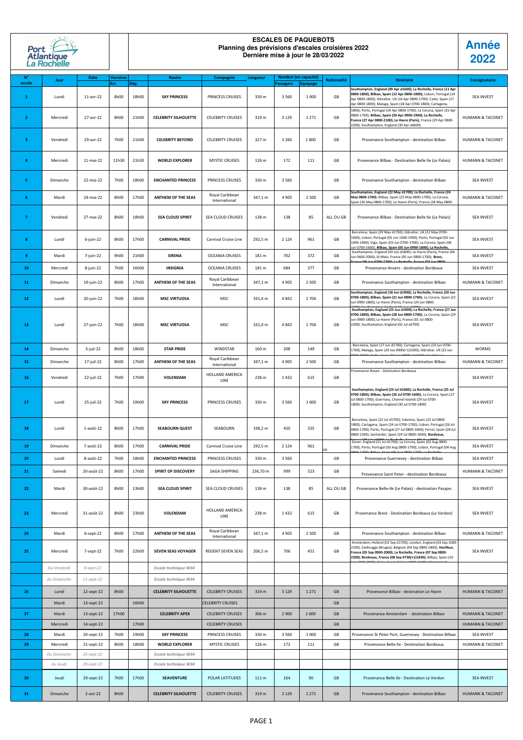# ESCALES DE PAQUEBOTS

## Planning des prévisions d'escales croisières 2022

**Dernière mise à jour le 28/03/2022**

**Année 2022**

| N° escale | Jour | Date | Horaires Arr. | Dép. | Navire | Compagnie | Longueur | Nombre (en capacité) Passagers | Equipage | Nationalité | Itinéraire | Consignataire |
|---|---|---|---|---|---|---|---|---|---|---|---|---|
| 1 | Lundi | 11-avr-22 | 8h00 | 18h00 | SKY PRINCESS | PRINCESS CRUISES | 330 m | 3 560 | 1 000 | GB | Southampton, England (09 Apr d1600); La Rochelle, France (11 Apr 0800-1800); Bilbao, Spain (12 Apr 0800-1800); Lisbon, Portugal (14 Apr 0800-1800); Gibraltar, UK (16 Apr 0800-1700); Cadiz, Spain (17 Apr 0800-1800); Malaga, Spain (18 Apr 0700-1800); Cartagena, | SEA INVEST |
| 2 | Mercredi | 27-avr-22 | 8h00 | 21h00 | CELEBRITY SILHOUETTE | CELEBRITY CRUISES | 319 m | 3 129 | 1 271 | GB | 1800); Porto, Portugal (24 Apr 0800-1700); La Coruna, Spain (25 Apr 0800-1700); Bilbao, Spain (26 Apr 0900-1900); La Rochelle, France (27 Apr 0800-2100); Le Havre (Paris), France (29 Apr 0800-2200); Southampton, England (30 Apr a0600) | HUMANN & TACONET |
| 3 | Vendredi | 29-avr-22 | 7h00 | 21h00 | CELEBRITY BEYOND | CELEBRITY CRUISES | 327 m | 3 260 | 1 000 | GB | Provenance Southampton - destination Bilbao | HUMANN & TACONET |
| 4 | Mercredi | 11-mai-22 | 11h30 | 21h30 | WORLD EXPLORER | MYSTIC CRUISES | 126 m | 172 | 111 | GB | Provenance Bilbao - Destination Belle Ile (Le Palais) | HUMANN & TACONET |
| 5 | Dimanche | 22-mai-22 | 7h00 | 18h00 | ENCHANTED PRINCESS | PRINCESS CRUISES | 330 m | 3 560 | | GB | Provenance Southampton - destination Bilbao | SEA INVEST |
| 6 | Mardi | 24-mai-22 | 8h00 | 17h00 | ANTHEM OF THE SEAS | Royal Caribbean International | 347,1 m | 4 905 | 2 500 | GB | Southampton, England (22 May d1700); La Rochelle, France (24 May 0800-1700); Bilbao, Spain (25 May 0800-1700); La Coruna, Spain (26 May 0800-1700); Le Havre (Paris), France (28 May 0800- | HUMANN & TACONET |
| 7 | Vendredi | 27-mai-22 | 8h00 | 18h00 | SEA CLOUD SPIRIT | SEA CLOUD CRUISES | 138 m | 138 | 85 | ALL OU GB | Provenance Bilbao - Destination Belle Ile (Le Palais) | SEA INVEST |
| 8 | Lundi | 6-juin-22 | 8h00 | 17h00 | CARNIVAL PRIDE | Carnival Cruise Line | 292,5 m | 2 124 | 961 | GB | Barcelona, Spain (29 May d1700); Gibraltar, UK (31 May 0700-1600); Lisbon, Portugal (01 Jun 1000-1900); Porto, Portugal (02 Jun 1000-1900); Vigo, Spain (03 Jun 0700-1700); La Coruna, Spain (04 Jun 0700-1600); Bilbao, Spain (05 Jun 0900-1800); La Rochelle, | SEA INVEST |
| 9 | Mardi | 7-juin-22 | 9h00 | 21h00 | SIRENA | OCEANIA CRUISES | 181 m | 702 | 372 | GB | Southampton, England (03 Jun d1800); Le Havre (Paris), France (04 Jun 0600-2000); St Malo, France (05 Jun 0800-1700); Brest, | SEA INVEST |
| 10 | Mercredi | 8-juin-22 | 7h00 | 16h00 | INSIGNIA | OCEANIA CRUISES | 181 m | 684 | 377 | GB | Provenance Anvers - destination Bordeaux | SEA INVEST |
| 11 | Dimanche | 19-juin-22 | 8h00 | 17h00 | ANTHEM OF THE SEAS | Royal Caribbean International | 347,1 m | 4 905 | 2 500 | GB | Provenance Southampton - destination Bilbao | HUMANN & TACONET |
| 12 | Lundi | 20-juin-22 | 7h00 | 18h00 | MSC VIRTUOSA | MSC | 331,4 m | 4 842 | 1 704 | GB | Southampton, England (18 Jun d1900); La Rochelle, France (20 Jun 0700-1800); Bilbao, Spain (21 Jun 0800-1700); La Coruna, Spain (22 Jun 0900-1800); Le Havre (Paris), France (24 Jun 0800- | SEA INVEST |
| 13 | Lundi | 27-juin-22 | 7h00 | 18h00 | MSC VIRTUOSA | MSC | 331,4 m | 4 842 | 1 704 | GB | Southampton, England (25 Jun d1900); La Rochelle, France (27 Jun 0700-1800); Bilbao, Spain (28 Jun 0800-1700); La Coruna, Spain (29 Jun 0900-1800); Le Havre (Paris), France (01 Jul 0800-2200); Southampton, England (02 Jul a0700) | SEA INVEST |
| 14 | Dimanche | 3-juil-22 | 8h00 | 18h00 | STAR PRIDE | WINDSTAR | 160 m | 208 | 149 | GB | Barcelona, Spain (17 Jun d1700); Cartagena, Spain (19 Jun 0700-1700); Malaga, Spain (20 Jun 0900(+1)2300); Gibraltar, UK (22 Jun | WORMS |
| 15 | Dimanche | 17-juil-22 | 8h00 | 17h00 | ANTHEM OF THE SEAS | Royal Caribbean International | 347,1 m | 4 905 | 2 500 | GB | Provenance Southampton - destination Bilbao | HUMANN & TACONET |
| 16 | Vendredi | 22-juil-22 | 7h00 | 17h00 | VOLENDAM | HOLLAND AMERICA LINE | 238 m | 1 432 | 615 | GB | Provenance Rouen - Destination Bordeaux | SEA INVEST |
| 17 | Lundi | 25-juil-22 | 7h00 | 19h00 | SKY PRINCESS | PRINCESS CRUISES | 330 m | 3 560 | 1 000 | GB | Southampton, England (23 Jul d1600); La Rochelle, France (25 Jul 0700-1800); Bilbao, Spain (26 Jul 0700-1600); La Coruna, Spain (27 Jul 0800-1700); Guernsey, Channel Islands (29 Jul 0700-1800); Southampton, England (30 Jul 0700-1800) | SEA INVEST |
| 18 | Lundi | 1-août-22 | 8h00 | 17h00 | SEABOURN QUEST | SEABOURN | 198,2 m | 450 | 335 | GB | Barcelona, Spain (22 Jul d1700); Valencia, Spain (23 Jul 0800-1800); Cartagena, Spain (24 Jul 0700-1700); Lisbon, Portugal (26 Jul 0800-1700); Porto, Portugal (27 Jul 0800-1600); Ferrol, Spain (28 Jul 0800-1500); Santander, Spain (29 Jul 0800-1600); Bordeaux, | SEA INVEST |
| 19 | Dimanche | 7-août-22 | 8h00 | 17h00 | CARNIVAL PRIDE | Carnival Cruise Line | 292,5 m | 2 124 | 961 | GB | Dover, England (31 Jul d1700); La Coruna, Spain (02 Aug 0800-1700); Porto, Portugal (03 Aug 0800-1700); Lisbon, Portugal (04 Aug | SEA INVEST |
| 20 | Lundi | 8-août-22 | 7h00 | 18h00 | ENCHANTED PRINCESS | PRINCESS CRUISES | 330 m | 3 560 | | GB | Provenance Guernesey - destination Bilbao | SEA INVEST |
| 21 | Samedi | 20-août-22 | 8h00 | 17h00 | SPIRIT OF DISCOVERY | SAGA SHIPPING | 236,70 m | 999 | 523 | GB | Provenance Saint Peter - destination Bordeaux | HUMANN & TACONET |
| 22 | Mardi | 30-août-22 | 8h00 | 13h00 | SEA CLOUD SPIRIT | SEA CLOUD CRUISES | 138 m | 138 | 85 | ALL OU GB | Provenance Belle-Ile (Le Palais) - destination Pasajes | SEA INVEST |
| 23 | Mercredi | 31-août-22 | 8h00 | 23h00 | VOLENDAM | HOLLAND AMERICA LINE | 238 m | 1 432 | 615 | GB | Provenance Brest - Destination Bordeaux (Le Verdon) | SEA INVEST |
| 24 | Mardi | 6-sept-22 | 8h00 | 17h00 | ANTHEM OF THE SEAS | Royal Caribbean International | 347,1 m | 4 905 | 2 500 | GB | Provenance Southampton - destination Bilbao | HUMANN & TACONET |
| 25 | Mercredi | 7-sept-22 | 7h00 | 22h00 | SEVEN SEAS VOYAGER | REGENT SEVEN SEAS | 206,5 m | 706 | 451 | GB | Amsterdam, Holland (02 Sep d1700); London, England (03 Sep 1000-2100); Zeebrugge (Bruges), Belgium (04 Sep 0800-1800); Honfleur, France (05 Sep 0900-2000); La Rochelle, France (07 Sep 0800-2200); Bordeaux, France (08 Sep 0730(+1)1830); Bilbao, Spain (10 | SEA INVEST |
| | *Du Vendredi* | *9-sept-22* | | | *Escale technique W34* | | | | | | | |
| | *Au Dimanche* | *11-sept-22* | | | *Escale technique W34* | | | | | | | |
| 26 | Lundi | 12-sept-22 | 8h00 | | CELEBRITY SILHOUETTE | CELEBRITY CRUISES | 319 m | 3 129 | 1 271 | GB | Provenance Bilbao - destination Le Havre | HUMANN & TACONET |
| | Mardi | 13-sept-22 | | 16h00 | | CELEBRITY CRUISES | | | | GB | | |
| 27 | Mardi | 13-sept-22 | 17h00 | | CELEBRITY APEX | CELEBRITY CRUISES | 306 m | 2 900 | 1 000 | GB | Provenance Amsterdam - destination Bilbao | HUMANN & TACONET |
| | Mercredi | 14-sept-22 | | 17h00 | | CELEBRITY CRUISES | | | | GB | | HUMANN & TACONET |
| 28 | Mardi | 20-sept-22 | 7h00 | 19h00 | SKY PRINCESS | PRINCESS CRUISES | 330 m | 3 560 | 1 000 | GB | Provenance St Peter Port, Guernesey - Destination Bilbao | SEA INVEST |
| 29 | Mercredi | 21-sept-22 | 8h00 | 18h00 | WORLD EXPLORER | MYSTIC CRUISES | 126 m | 172 | 111 | GB | Provenance Belle Ile - Destination Bordeaux | HUMANN & TACONET |
| | *Du Dimanche* | *25-sept-22* | | | *Escale technique W34* | | | | | | | |
| | *Au Jeudi* | *29-sept-22* | | | *Escale technique W34* | | | | | | | |
| 30 | Jeudi | 29-sept-22 | 7h00 | 17h00 | SEAVENTURE | POLAR LATITUDES | 111 m | 164 | 90 | GB | Provenance Belle Ile - Destination Le Verdon | SEA INVEST |
| 31 | Dimanche | 2-oct-22 | 8h00 | | CELEBRITY SILHOUETTE | CELEBRITY CRUISES | 319 m | 3 129 | 1 271 | GB | Provenance Southampton - destination Bilbao | HUMANN & TACONET |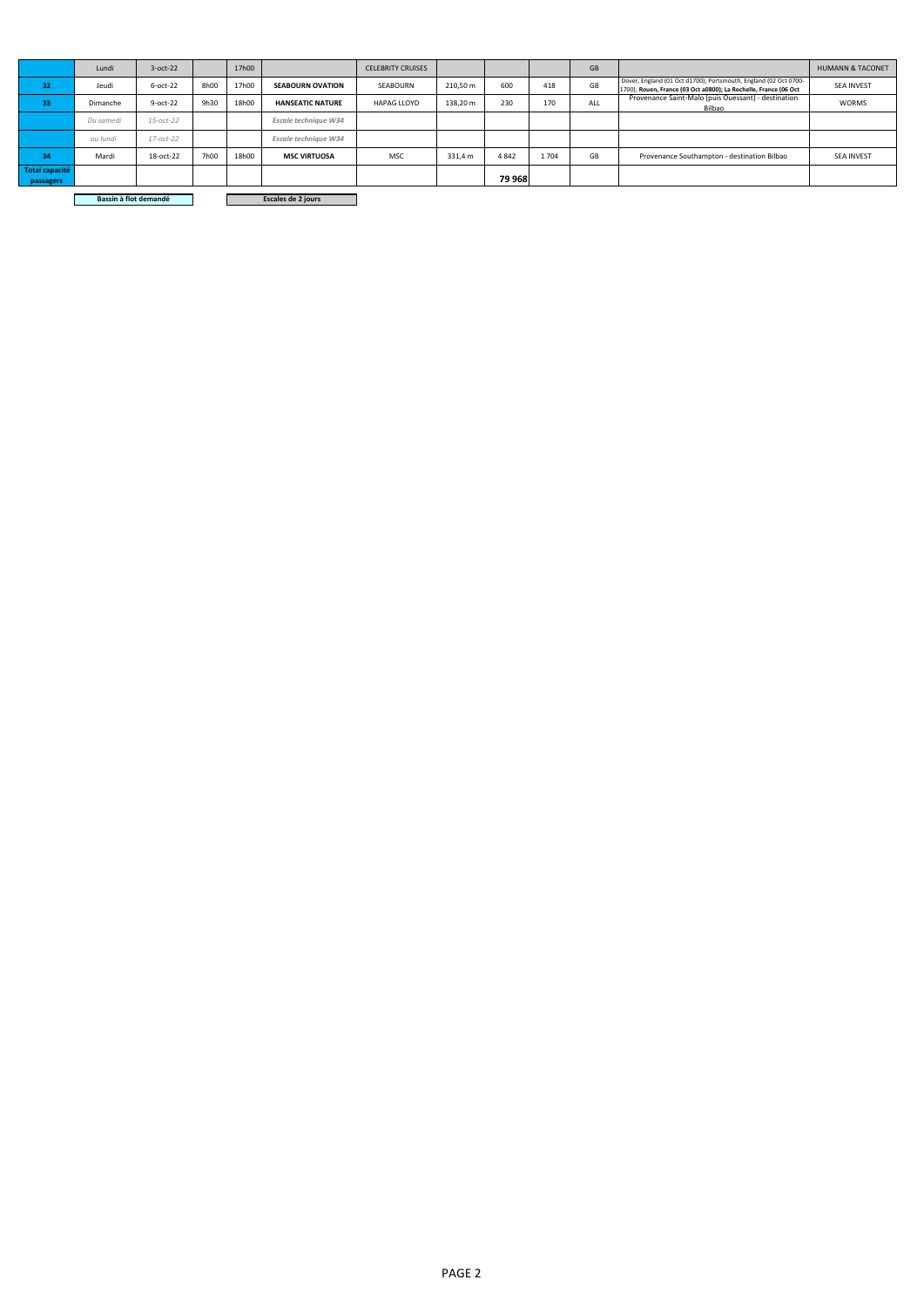| | | | | | | | | | | | | |
|---|---|---|---|---|---|---|---|---|---|---|---|---|
| | Lundi | 3-oct-22 | | 17h00 | | CELEBRITY CRUISES | | | | GB | | HUMANN & TACONET |
| 32 | Jeudi | 6-oct-22 | 8h00 | 17h00 | **SEABOURN OVATION** | SEABOURN | 210,50 m | 600 | 418 | GB | Dover, England (01 Oct d1700); Portsmouth, England (02 Oct 0700-1700); **Rouen, France (03 Oct a0800); La Rochelle, France (06 Oct** | SEA INVEST |
| 33 | Dimanche | 9-oct-22 | 9h30 | 18h00 | **HANSEATIC NATURE** | HAPAG LLOYD | 138,20 m | 230 | 170 | ALL | Provenance Saint-Malo (puis Ouessant) - destination Bilbao | WORMS |
| | *Du samedi* | *15-oct-22* | | | *Escale technique W34* | | | | | | | |
| | *au lundi* | *17-oct-22* | | | *Escale technique W34* | | | | | | | |
| 34 | Mardi | 18-oct-22 | 7h00 | 18h00 | **MSC VIRTUOSA** | MSC | 331,4 m | 4 842 | 1 704 | GB | Provenance Southampton - destination Bilbao | SEA INVEST |
| **Total capacité passagers** | | | | | | | | **79 968** | | | | |

**Bassin à flot demandé**

**Escales de 2 jours**